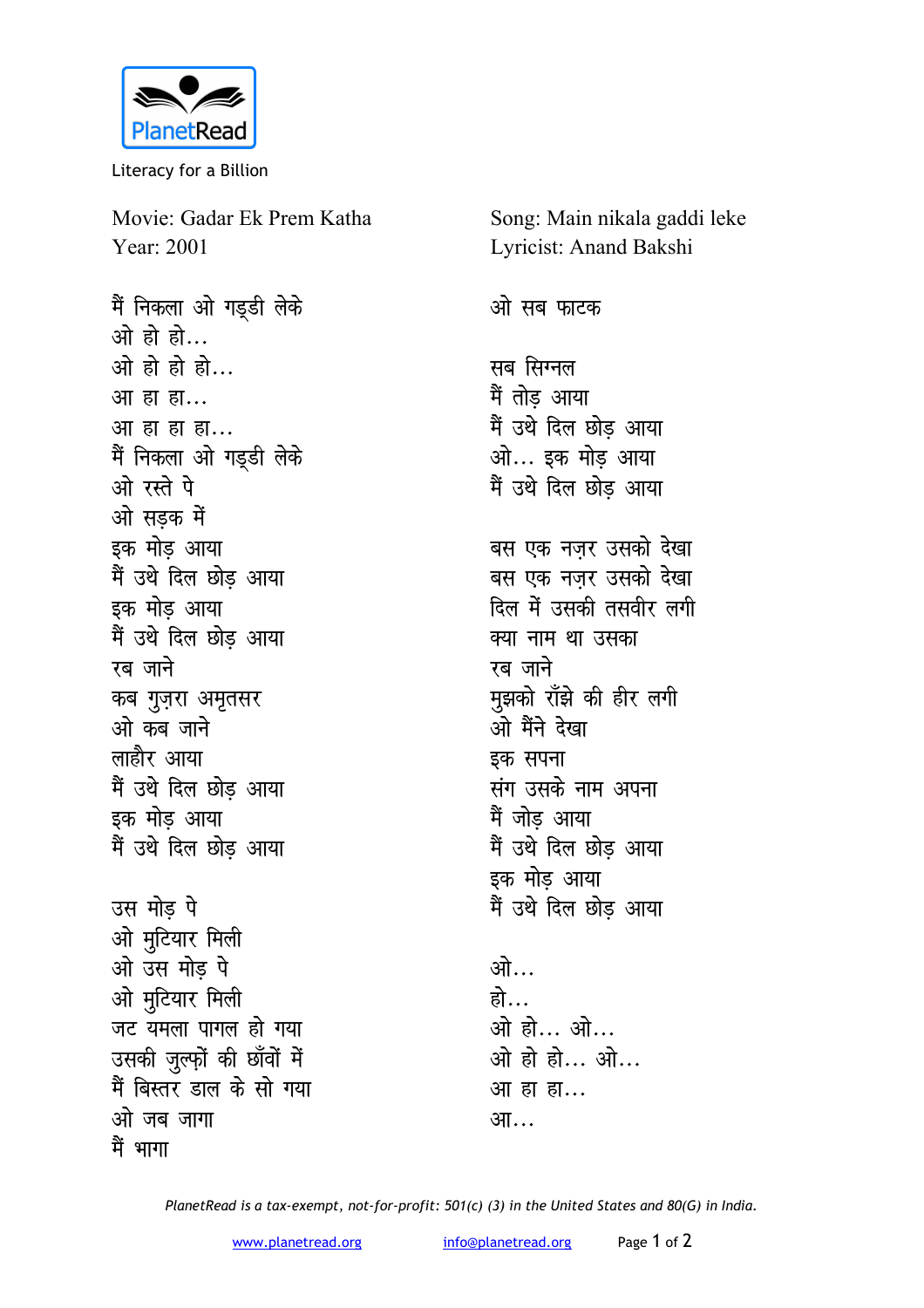Literacy for a Billion

Movie: Gadar Ek Prem Katha
Year: 2001

Song: Main nikala gaddi leke
Lyricist: Anand Bakshi

मैं निकला ओ गड्डी लेके
ओ हो हो...
ओ हो हो हो...
आ हा हा...
आ हा हा हा...
मैं निकला ओ गड्डी लेके
ओ रस्ते पे
ओ सड़क में
इक मोड़ आया
मैं उथे दिल छोड़ आया
इक मोड़ आया
मैं उथे दिल छोड़ आया
रब जाने
कब गुज़रा अमृतसर
ओ कब जाने
लाहौर आया
मैं उथे दिल छोड़ आया
इक मोड़ आया
मैं उथे दिल छोड़ आया

उस मोड़ पे
ओ मुटियार मिली
ओ उस मोड़ पे
ओ मुटियार मिली
जट यमला पागल हो गया
उसकी ज़ुल्फ़ों की छाँवों में
मैं बिस्तर डाल के सो गया
ओ जब जागा
मैं भागा

ओ सब फाटक

सब सिग्नल
मैं तोड़ आया
मैं उथे दिल छोड़ आया
ओ... इक मोड़ आया
मैं उथे दिल छोड़ आया

बस एक नज़र उसको देखा
बस एक नज़र उसको देखा
दिल में उसकी तसवीर लगी
क्या नाम था उसका
रब जाने
मुझको राँझे की हीर लगी
ओ मैंने देखा
इक सपना
संग उसके नाम अपना
मैं जोड़ आया
मैं उथे दिल छोड़ आया
इक मोड़ आया
मैं उथे दिल छोड़ आया

ओ...
हो...
ओ हो... ओ...
ओ हो हो... ओ...
आ हा हा...
आ...

*PlanetRead is a tax-exempt, not-for-profit: 501(c) (3) in the United States and 80(G) in India.*

www.planetread.org info@planetread.org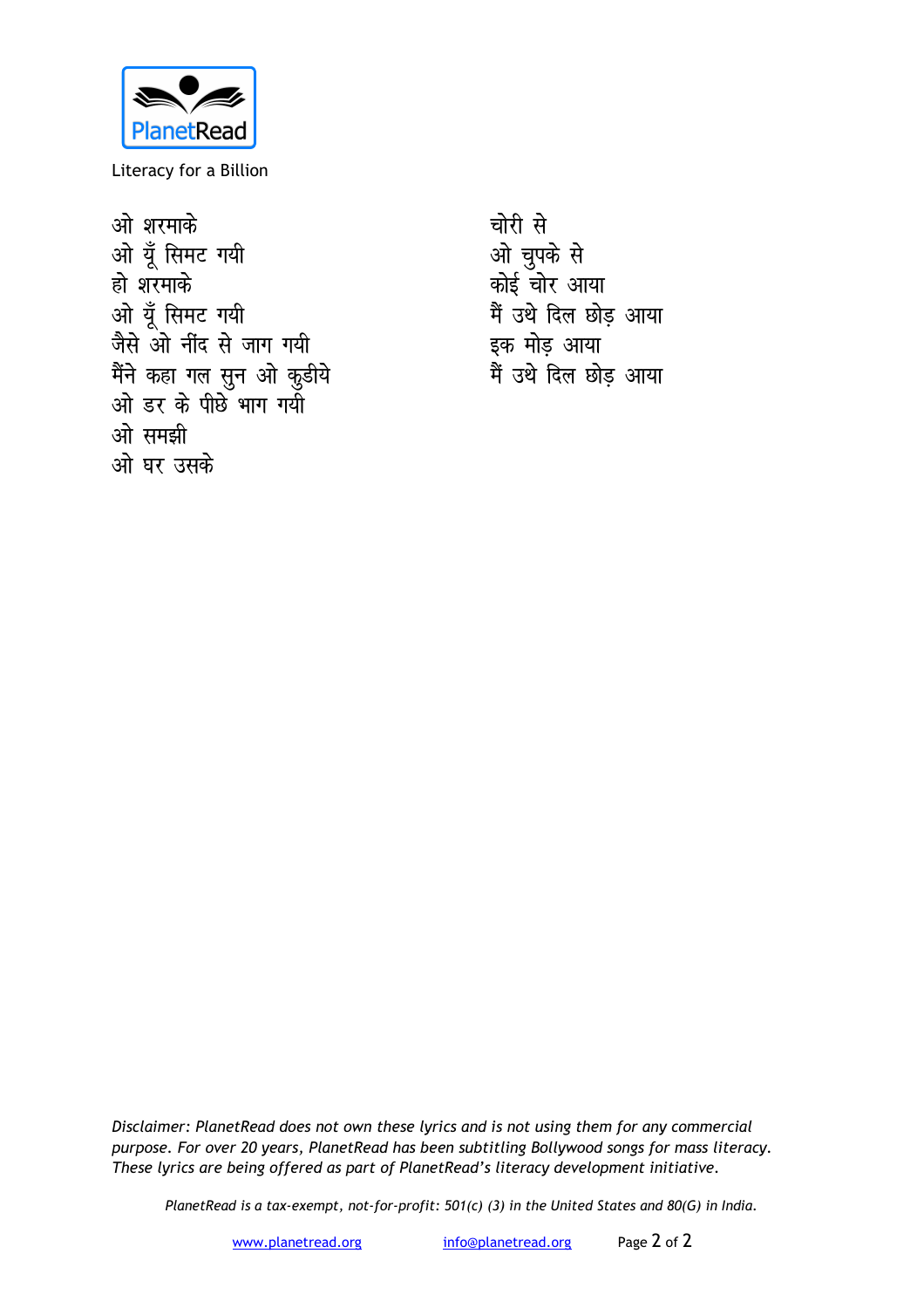ओ शरमाके
ओ यूँ सिमट गयी
हो शरमाके
ओ यूँ सिमट गयी
जैसे ओ नींद से जाग गयी
मैंने कहा गल सुन ओ कुडीये
ओ डर के पीछे भाग गयी
ओ समझी
ओ घर उसके

चोरी से
ओ चुपके से
कोई चोर आया
मैं उथे दिल छोड़ आया
इक मोड़ आया
मैं उथे दिल छोड़ आया

*Disclaimer: PlanetRead does not own these lyrics and is not using them for any commercial purpose. For over 20 years, PlanetRead has been subtitling Bollywood songs for mass literacy. These lyrics are being offered as part of PlanetRead's literacy development initiative.*

*PlanetRead is a tax-exempt, not-for-profit: 501(c) (3) in the United States and 80(G) in India.*

www.planetread.org info@planetread.org